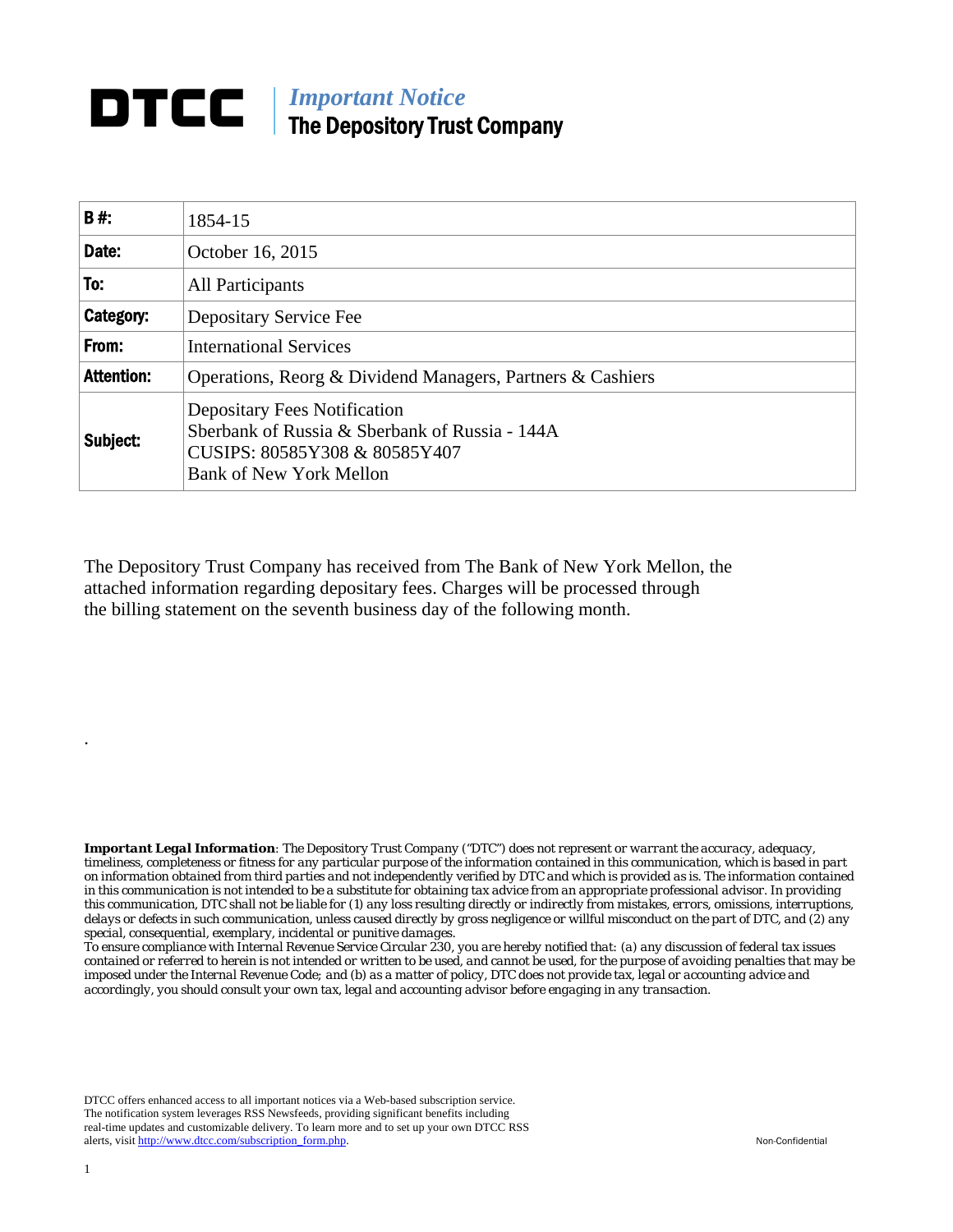# DTCC | *Important Notice*
## The Depository Trust Company

| B #: | 1854-15 |
|---|---|
| Date: | October 16, 2015 |
| To: | All Participants |
| Category: | Depositary Service Fee |
| From: | International Services |
| Attention: | Operations, Reorg & Dividend Managers, Partners & Cashiers |
| Subject: | Depositary Fees Notification<br>Sberbank of Russia & Sberbank of Russia - 144A<br>CUSIPS: 80585Y308 & 80585Y407<br>Bank of New York Mellon |

The Depository Trust Company has received from The Bank of New York Mellon, the attached information regarding depositary fees. Charges will be processed through the billing statement on the seventh business day of the following month.

.

***Important Legal Information****: The Depository Trust Company ("DTC") does not represent or warrant the accuracy, adequacy, timeliness, completeness or fitness for any particular purpose of the information contained in this communication, which is based in part on information obtained from third parties and not independently verified by DTC and which is provided as is. The information contained in this communication is not intended to be a substitute for obtaining tax advice from an appropriate professional advisor. In providing this communication, DTC shall not be liable for (1) any loss resulting directly or indirectly from mistakes, errors, omissions, interruptions, delays or defects in such communication, unless caused directly by gross negligence or willful misconduct on the part of DTC, and (2) any special, consequential, exemplary, incidental or punitive damages.*

*To ensure compliance with Internal Revenue Service Circular 230, you are hereby notified that: (a) any discussion of federal tax issues contained or referred to herein is not intended or written to be used, and cannot be used, for the purpose of avoiding penalties that may be imposed under the Internal Revenue Code; and (b) as a matter of policy, DTC does not provide tax, legal or accounting advice and accordingly, you should consult your own tax, legal and accounting advisor before engaging in any transaction.*

DTCC offers enhanced access to all important notices via a Web-based subscription service. The notification system leverages RSS Newsfeeds, providing significant benefits including real-time updates and customizable delivery. To learn more and to set up your own DTCC RSS alerts, visit http://www.dtcc.com/subscription_form.php.

Non-Confidential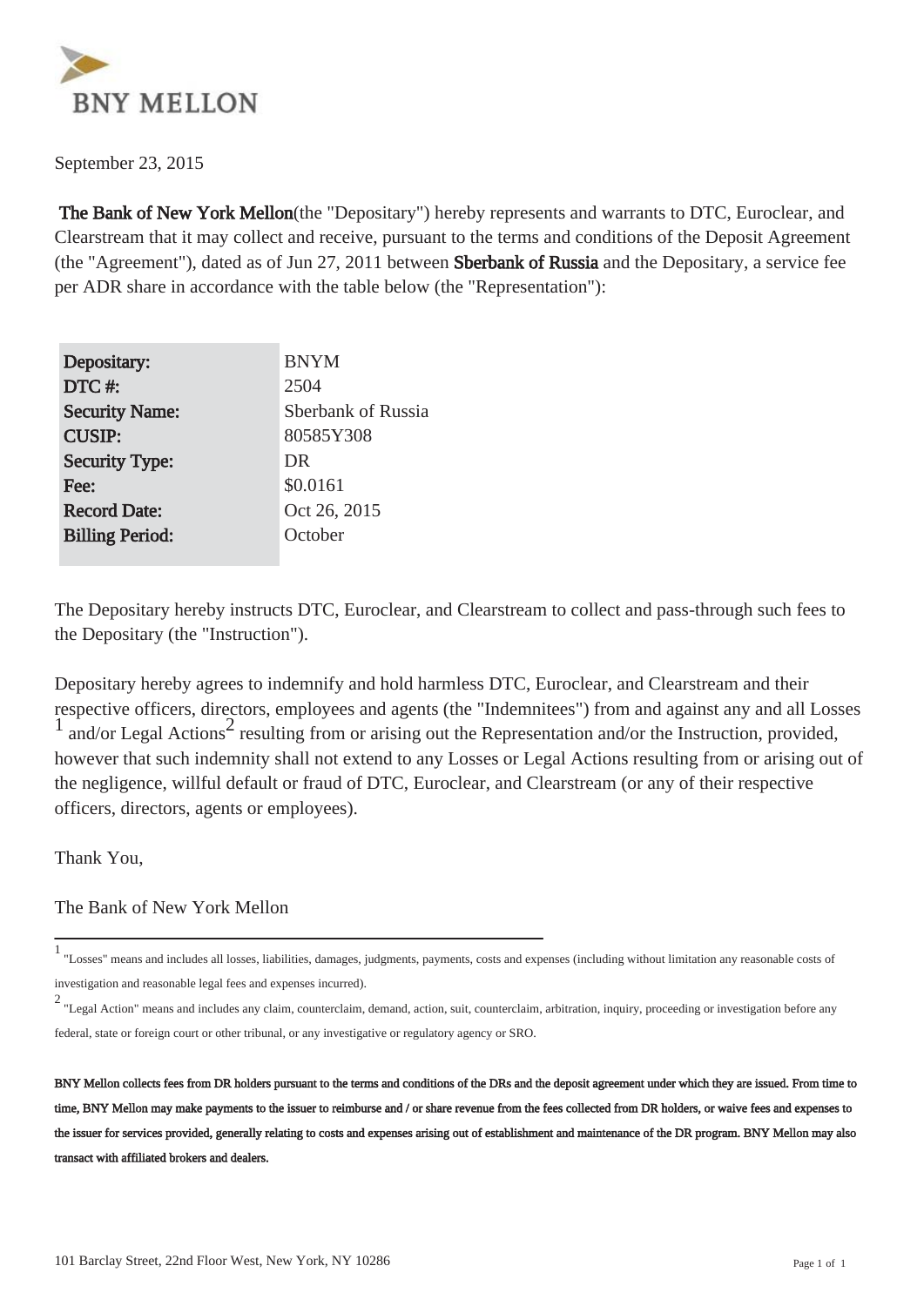September 23, 2015

**The Bank of New York Mellon**(the "Depositary") hereby represents and warrants to DTC, Euroclear, and Clearstream that it may collect and receive, pursuant to the terms and conditions of the Deposit Agreement (the "Agreement"), dated as of Jun 27, 2011 between **Sberbank of Russia** and the Depositary, a service fee per ADR share in accordance with the table below (the "Representation"):

| | |
|---|---|
| **Depositary:** | BNYM |
| **DTC #:** | 2504 |
| **Security Name:** | Sberbank of Russia |
| **CUSIP:** | 80585Y308 |
| **Security Type:** | DR |
| **Fee:** | $0.0161 |
| **Record Date:** | Oct 26, 2015 |
| **Billing Period:** | October |

The Depositary hereby instructs DTC, Euroclear, and Clearstream to collect and pass-through such fees to the Depositary (the "Instruction").

Depositary hereby agrees to indemnify and hold harmless DTC, Euroclear, and Clearstream and their respective officers, directors, employees and agents (the "Indemnitees") from and against any and all Losses [1] and/or Legal Actions[2] resulting from or arising out the Representation and/or the Instruction, provided, however that such indemnity shall not extend to any Losses or Legal Actions resulting from or arising out of the negligence, willful default or fraud of DTC, Euroclear, and Clearstream (or any of their respective officers, directors, agents or employees).

Thank You,

The Bank of New York Mellon

---

[1] "Losses" means and includes all losses, liabilities, damages, judgments, payments, costs and expenses (including without limitation any reasonable costs of investigation and reasonable legal fees and expenses incurred).

[2] "Legal Action" means and includes any claim, counterclaim, demand, action, suit, counterclaim, arbitration, inquiry, proceeding or investigation before any federal, state or foreign court or other tribunal, or any investigative or regulatory agency or SRO.

**BNY Mellon collects fees from DR holders pursuant to the terms and conditions of the DRs and the deposit agreement under which they are issued. From time to time, BNY Mellon may make payments to the issuer to reimburse and / or share revenue from the fees collected from DR holders, or waive fees and expenses to the issuer for services provided, generally relating to costs and expenses arising out of establishment and maintenance of the DR program. BNY Mellon may also transact with affiliated brokers and dealers.**

101 Barclay Street, 22nd Floor West, New York, NY 10286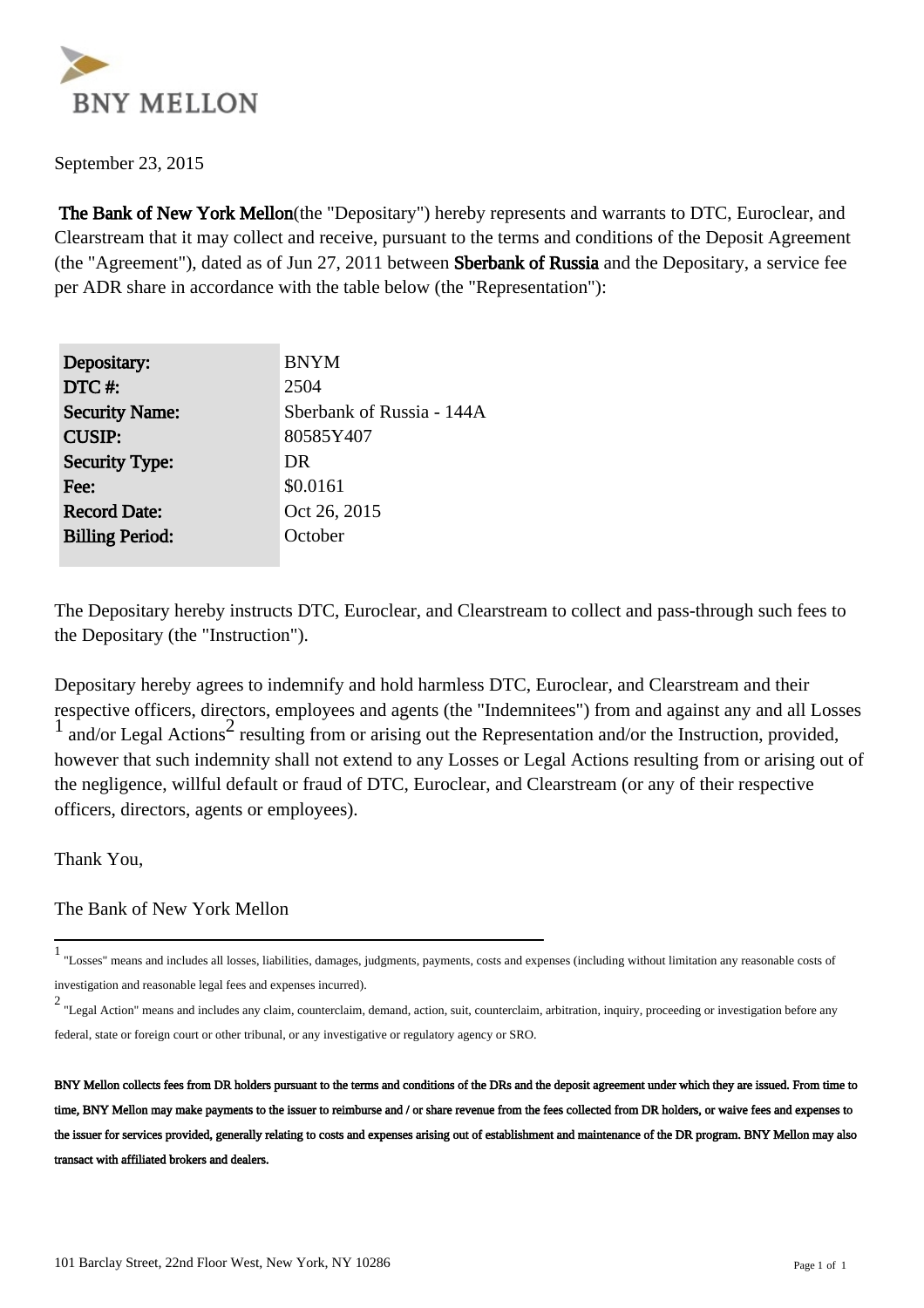BNY MELLON

September 23, 2015

**The Bank of New York Mellon**(the "Depositary") hereby represents and warrants to DTC, Euroclear, and Clearstream that it may collect and receive, pursuant to the terms and conditions of the Deposit Agreement (the "Agreement"), dated as of Jun 27, 2011 between **Sberbank of Russia** and the Depositary, a service fee per ADR share in accordance with the table below (the "Representation"):

| | |
|---|---|
| **Depositary:** | BNYM |
| **DTC #:** | 2504 |
| **Security Name:** | Sberbank of Russia - 144A |
| **CUSIP:** | 80585Y407 |
| **Security Type:** | DR |
| **Fee:** | $0.0161 |
| **Record Date:** | Oct 26, 2015 |
| **Billing Period:** | October |

The Depositary hereby instructs DTC, Euroclear, and Clearstream to collect and pass-through such fees to the Depositary (the "Instruction").

Depositary hereby agrees to indemnify and hold harmless DTC, Euroclear, and Clearstream and their respective officers, directors, employees and agents (the "Indemnitees") from and against any and all Losses [1] and/or Legal Actions[2] resulting from or arising out the Representation and/or the Instruction, provided, however that such indemnity shall not extend to any Losses or Legal Actions resulting from or arising out of the negligence, willful default or fraud of DTC, Euroclear, and Clearstream (or any of their respective officers, directors, agents or employees).

Thank You,

The Bank of New York Mellon

---

[1] "Losses" means and includes all losses, liabilities, damages, judgments, payments, costs and expenses (including without limitation any reasonable costs of investigation and reasonable legal fees and expenses incurred).

[2] "Legal Action" means and includes any claim, counterclaim, demand, action, suit, counterclaim, arbitration, inquiry, proceeding or investigation before any federal, state or foreign court or other tribunal, or any investigative or regulatory agency or SRO.

**BNY Mellon collects fees from DR holders pursuant to the terms and conditions of the DRs and the deposit agreement under which they are issued. From time to time, BNY Mellon may make payments to the issuer to reimburse and / or share revenue from the fees collected from DR holders, or waive fees and expenses to the issuer for services provided, generally relating to costs and expenses arising out of establishment and maintenance of the DR program. BNY Mellon may also transact with affiliated brokers and dealers.**

101 Barclay Street, 22nd Floor West, New York, NY 10286